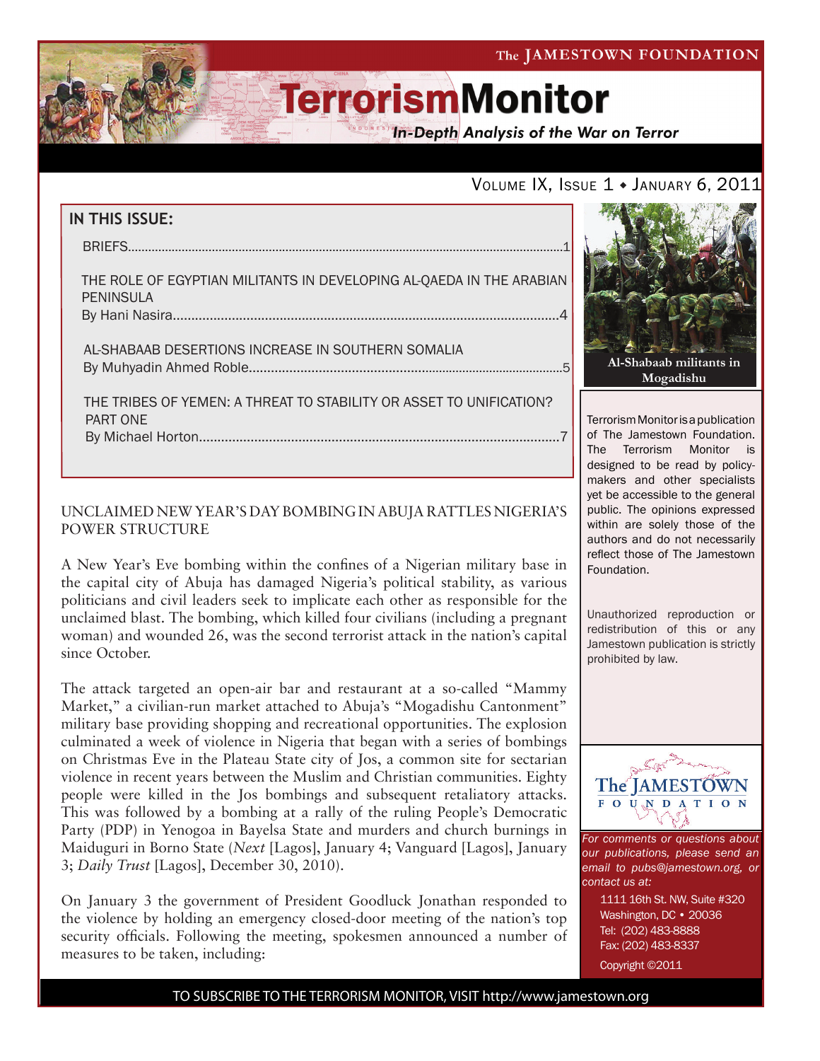The JAMESTOWN FOUNDATION

# TerrorismMonitor

*In-Depth Analysis of the War on Terror*

Volume IX, Issue 1 ◆ January 6, 2011

**IN THIS ISSUE:**

BRIEFS....................................................................................................1

THE ROLE OF EGYPTIAN MILITANTS IN DEVELOPING AL-QAEDA IN THE ARABIAN PENINSULA
By Hani Nasira.........................................................................................4

AL-SHABAAB DESERTIONS INCREASE IN SOUTHERN SOMALIA
By Muhyadin Ahmed Roble.......................................................................5

THE TRIBES OF YEMEN: A THREAT TO STABILITY OR ASSET TO UNIFICATION? PART ONE
By Michael Horton...................................................................................7

**Al-Shabaab militants in Mogadishu**

Terrorism Monitor is a publication of The Jamestown Foundation. The Terrorism Monitor is designed to be read by policy-makers and other specialists yet be accessible to the general public. The opinions expressed within are solely those of the authors and do not necessarily reflect those of The Jamestown Foundation.

Unauthorized reproduction or redistribution of this or any Jamestown publication is strictly prohibited by law.

The JAMESTOWN FOUNDATION

*For comments or questions about our publications, please send an email to pubs@jamestown.org, or contact us at:*

1111 16th St. NW, Suite #320
Washington, DC • 20036
Tel: (202) 483-8888
Fax: (202) 483-8337

Copyright ©2011

## UNCLAIMED NEW YEAR'S DAY BOMBING IN ABUJA RATTLES NIGERIA'S POWER STRUCTURE

A New Year's Eve bombing within the confines of a Nigerian military base in the capital city of Abuja has damaged Nigeria's political stability, as various politicians and civil leaders seek to implicate each other as responsible for the unclaimed blast. The bombing, which killed four civilians (including a pregnant woman) and wounded 26, was the second terrorist attack in the nation's capital since October.

The attack targeted an open-air bar and restaurant at a so-called "Mammy Market," a civilian-run market attached to Abuja's "Mogadishu Cantonment" military base providing shopping and recreational opportunities. The explosion culminated a week of violence in Nigeria that began with a series of bombings on Christmas Eve in the Plateau State city of Jos, a common site for sectarian violence in recent years between the Muslim and Christian communities. Eighty people were killed in the Jos bombings and subsequent retaliatory attacks. This was followed by a bombing at a rally of the ruling People's Democratic Party (PDP) in Yenogoa in Bayelsa State and murders and church burnings in Maiduguri in Borno State (*Next* [Lagos], January 4; Vanguard [Lagos], January 3; *Daily Trust* [Lagos], December 30, 2010).

On January 3 the government of President Goodluck Jonathan responded to the violence by holding an emergency closed-door meeting of the nation's top security officials. Following the meeting, spokesmen announced a number of measures to be taken, including:

TO SUBSCRIBE TO THE TERRORISM MONITOR, VISIT http://www.jamestown.org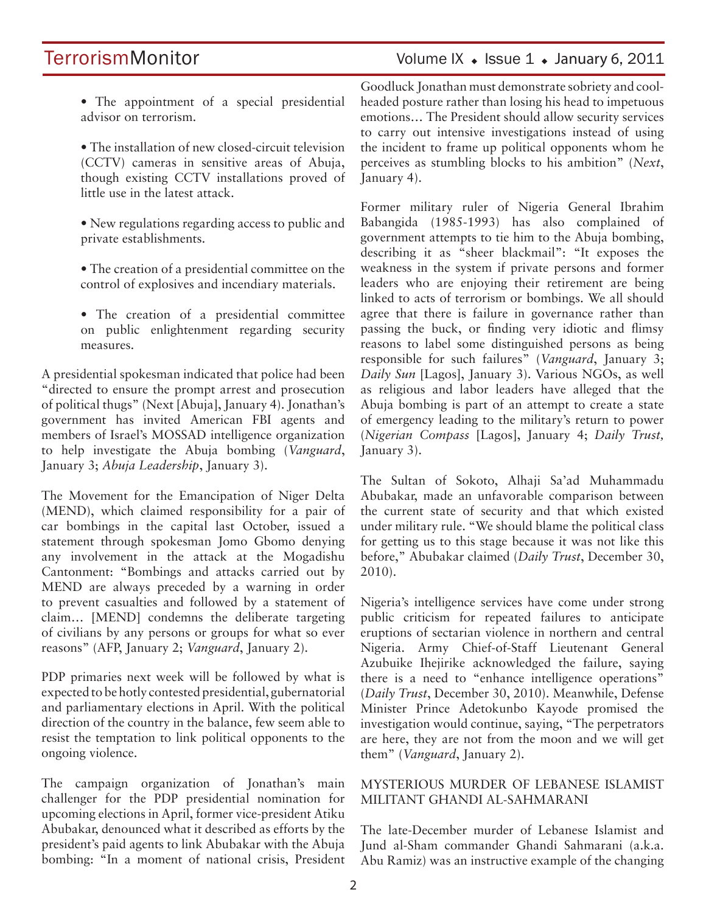- The appointment of a special presidential advisor on terrorism.

- The installation of new closed-circuit television (CCTV) cameras in sensitive areas of Abuja, though existing CCTV installations proved of little use in the latest attack.

- New regulations regarding access to public and private establishments.

- The creation of a presidential committee on the control of explosives and incendiary materials.

- The creation of a presidential committee on public enlightenment regarding security measures.

A presidential spokesman indicated that police had been "directed to ensure the prompt arrest and prosecution of political thugs" (Next [Abuja], January 4). Jonathan's government has invited American FBI agents and members of Israel's MOSSAD intelligence organization to help investigate the Abuja bombing (*Vanguard*, January 3; *Abuja Leadership*, January 3).

The Movement for the Emancipation of Niger Delta (MEND), which claimed responsibility for a pair of car bombings in the capital last October, issued a statement through spokesman Jomo Gbomo denying any involvement in the attack at the Mogadishu Cantonment: "Bombings and attacks carried out by MEND are always preceded by a warning in order to prevent casualties and followed by a statement of claim… [MEND] condemns the deliberate targeting of civilians by any persons or groups for what so ever reasons" (AFP, January 2; *Vanguard*, January 2).

PDP primaries next week will be followed by what is expected to be hotly contested presidential, gubernatorial and parliamentary elections in April. With the political direction of the country in the balance, few seem able to resist the temptation to link political opponents to the ongoing violence.

The campaign organization of Jonathan's main challenger for the PDP presidential nomination for upcoming elections in April, former vice-president Atiku Abubakar, denounced what it described as efforts by the president's paid agents to link Abubakar with the Abuja bombing: "In a moment of national crisis, President Goodluck Jonathan must demonstrate sobriety and cool-headed posture rather than losing his head to impetuous emotions… The President should allow security services to carry out intensive investigations instead of using the incident to frame up political opponents whom he perceives as stumbling blocks to his ambition" (*Next*, January 4).

Former military ruler of Nigeria General Ibrahim Babangida (1985-1993) has also complained of government attempts to tie him to the Abuja bombing, describing it as "sheer blackmail": "It exposes the weakness in the system if private persons and former leaders who are enjoying their retirement are being linked to acts of terrorism or bombings. We all should agree that there is failure in governance rather than passing the buck, or finding very idiotic and flimsy reasons to label some distinguished persons as being responsible for such failures" (*Vanguard*, January 3; *Daily Sun* [Lagos], January 3). Various NGOs, as well as religious and labor leaders have alleged that the Abuja bombing is part of an attempt to create a state of emergency leading to the military's return to power (*Nigerian Compass* [Lagos], January 4; *Daily Trust,* January 3).

The Sultan of Sokoto, Alhaji Sa'ad Muhammadu Abubakar, made an unfavorable comparison between the current state of security and that which existed under military rule. "We should blame the political class for getting us to this stage because it was not like this before," Abubakar claimed (*Daily Trust*, December 30, 2010).

Nigeria's intelligence services have come under strong public criticism for repeated failures to anticipate eruptions of sectarian violence in northern and central Nigeria. Army Chief-of-Staff Lieutenant General Azubuike Ihejirike acknowledged the failure, saying there is a need to "enhance intelligence operations" (*Daily Trust*, December 30, 2010). Meanwhile, Defense Minister Prince Adetokunbo Kayode promised the investigation would continue, saying, "The perpetrators are here, they are not from the moon and we will get them" (*Vanguard*, January 2).

## MYSTERIOUS MURDER OF LEBANESE ISLAMIST MILITANT GHANDI AL-SAHMARANI

The late-December murder of Lebanese Islamist and Jund al-Sham commander Ghandi Sahmarani (a.k.a. Abu Ramiz) was an instructive example of the changing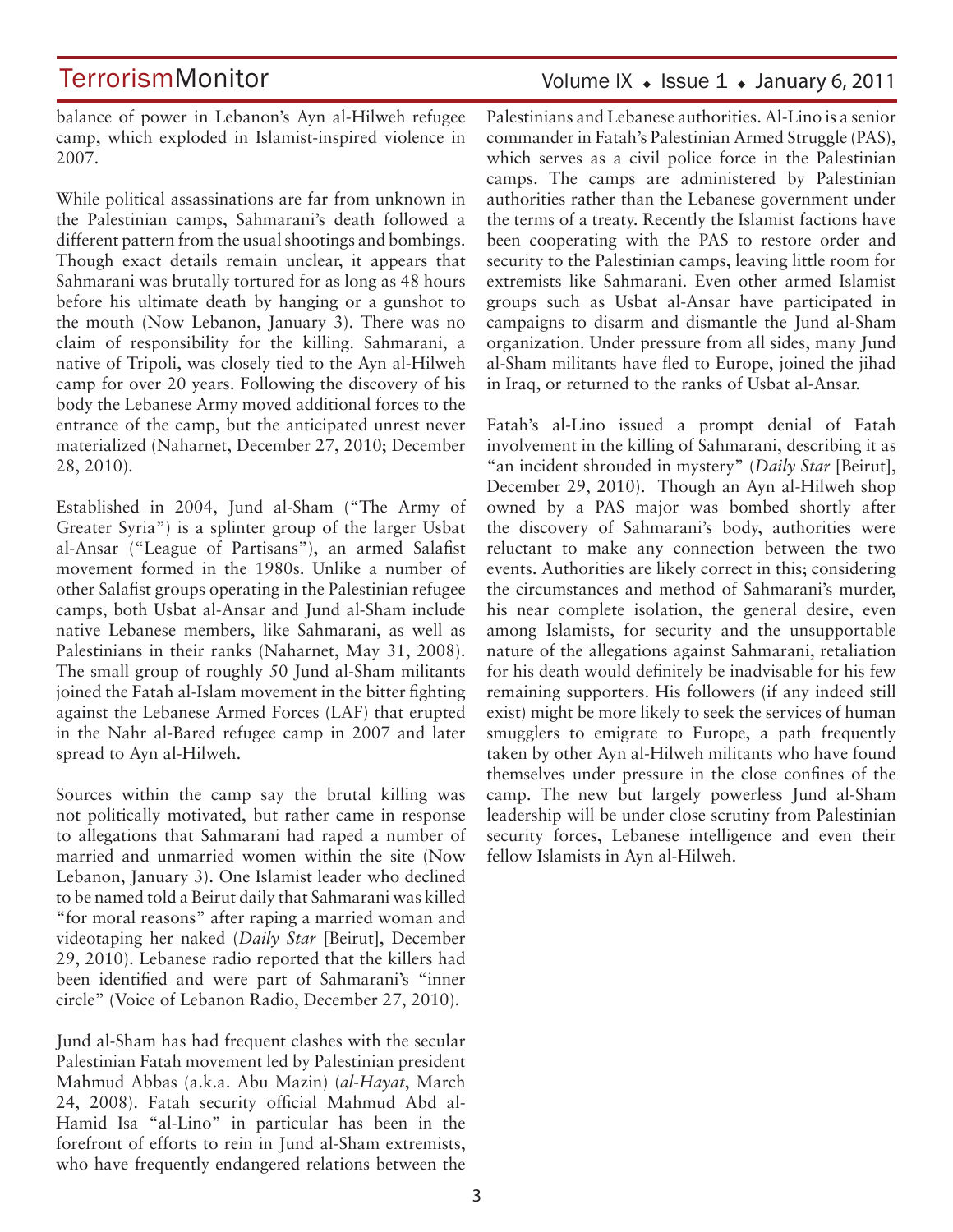balance of power in Lebanon's Ayn al-Hilweh refugee camp, which exploded in Islamist-inspired violence in 2007.

While political assassinations are far from unknown in the Palestinian camps, Sahmarani's death followed a different pattern from the usual shootings and bombings. Though exact details remain unclear, it appears that Sahmarani was brutally tortured for as long as 48 hours before his ultimate death by hanging or a gunshot to the mouth (Now Lebanon, January 3). There was no claim of responsibility for the killing. Sahmarani, a native of Tripoli, was closely tied to the Ayn al-Hilweh camp for over 20 years. Following the discovery of his body the Lebanese Army moved additional forces to the entrance of the camp, but the anticipated unrest never materialized (Naharnet, December 27, 2010; December 28, 2010).

Established in 2004, Jund al-Sham ("The Army of Greater Syria") is a splinter group of the larger Usbat al-Ansar ("League of Partisans"), an armed Salafist movement formed in the 1980s. Unlike a number of other Salafist groups operating in the Palestinian refugee camps, both Usbat al-Ansar and Jund al-Sham include native Lebanese members, like Sahmarani, as well as Palestinians in their ranks (Naharnet, May 31, 2008). The small group of roughly 50 Jund al-Sham militants joined the Fatah al-Islam movement in the bitter fighting against the Lebanese Armed Forces (LAF) that erupted in the Nahr al-Bared refugee camp in 2007 and later spread to Ayn al-Hilweh.

Sources within the camp say the brutal killing was not politically motivated, but rather came in response to allegations that Sahmarani had raped a number of married and unmarried women within the site (Now Lebanon, January 3). One Islamist leader who declined to be named told a Beirut daily that Sahmarani was killed "for moral reasons" after raping a married woman and videotaping her naked (*Daily Star* [Beirut], December 29, 2010). Lebanese radio reported that the killers had been identified and were part of Sahmarani's "inner circle" (Voice of Lebanon Radio, December 27, 2010).

Jund al-Sham has had frequent clashes with the secular Palestinian Fatah movement led by Palestinian president Mahmud Abbas (a.k.a. Abu Mazin) (*al-Hayat*, March 24, 2008). Fatah security official Mahmud Abd al-Hamid Isa "al-Lino" in particular has been in the forefront of efforts to rein in Jund al-Sham extremists, who have frequently endangered relations between the Palestinians and Lebanese authorities. Al-Lino is a senior commander in Fatah's Palestinian Armed Struggle (PAS), which serves as a civil police force in the Palestinian camps. The camps are administered by Palestinian authorities rather than the Lebanese government under the terms of a treaty. Recently the Islamist factions have been cooperating with the PAS to restore order and security to the Palestinian camps, leaving little room for extremists like Sahmarani. Even other armed Islamist groups such as Usbat al-Ansar have participated in campaigns to disarm and dismantle the Jund al-Sham organization. Under pressure from all sides, many Jund al-Sham militants have fled to Europe, joined the jihad in Iraq, or returned to the ranks of Usbat al-Ansar.

Fatah's al-Lino issued a prompt denial of Fatah involvement in the killing of Sahmarani, describing it as "an incident shrouded in mystery" (*Daily Star* [Beirut], December 29, 2010). Though an Ayn al-Hilweh shop owned by a PAS major was bombed shortly after the discovery of Sahmarani's body, authorities were reluctant to make any connection between the two events. Authorities are likely correct in this; considering the circumstances and method of Sahmarani's murder, his near complete isolation, the general desire, even among Islamists, for security and the unsupportable nature of the allegations against Sahmarani, retaliation for his death would definitely be inadvisable for his few remaining supporters. His followers (if any indeed still exist) might be more likely to seek the services of human smugglers to emigrate to Europe, a path frequently taken by other Ayn al-Hilweh militants who have found themselves under pressure in the close confines of the camp. The new but largely powerless Jund al-Sham leadership will be under close scrutiny from Palestinian security forces, Lebanese intelligence and even their fellow Islamists in Ayn al-Hilweh.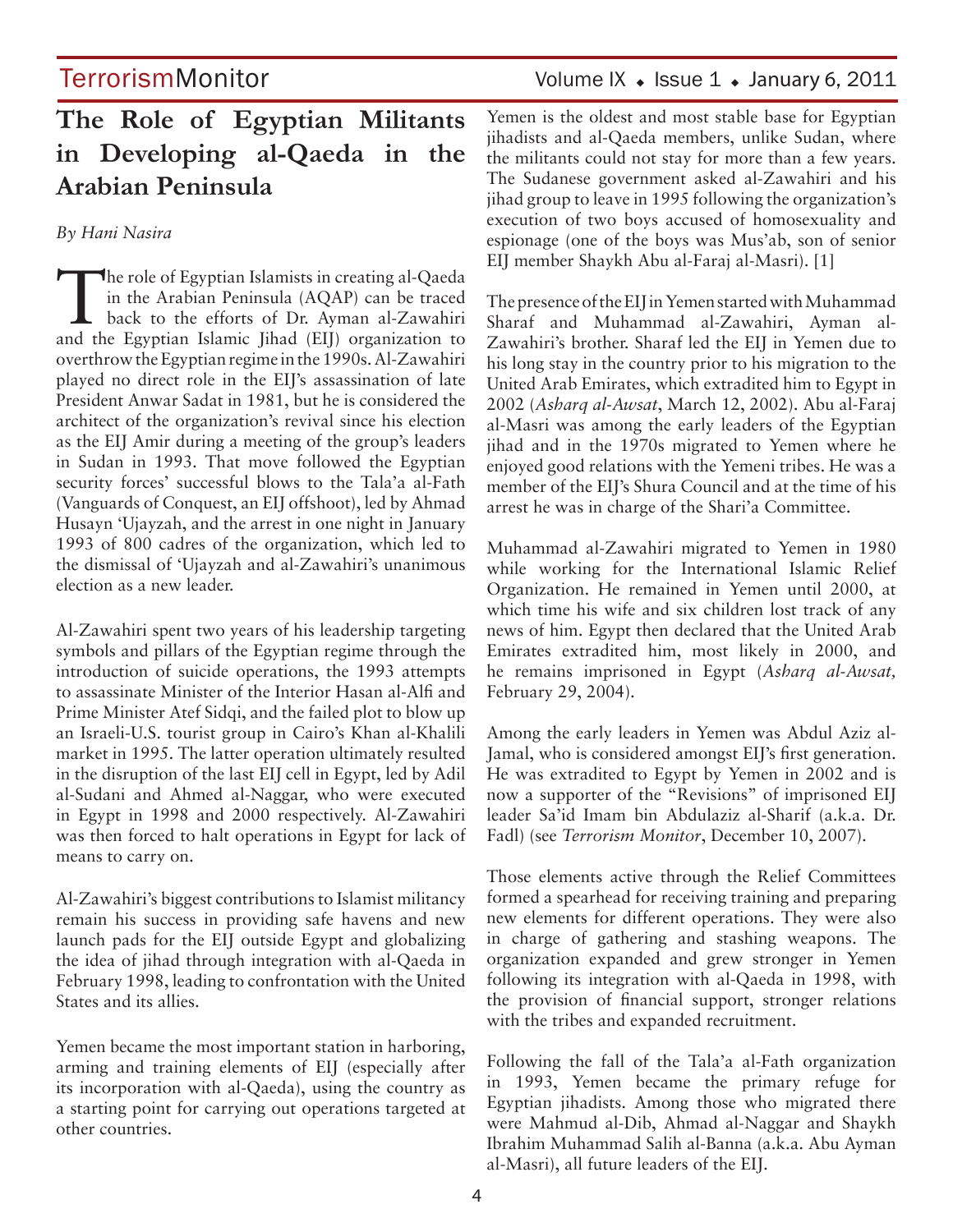# The Role of Egyptian Militants in Developing al-Qaeda in the Arabian Peninsula

*By Hani Nasira*

The role of Egyptian Islamists in creating al-Qaeda in the Arabian Peninsula (AQAP) can be traced back to the efforts of Dr. Ayman al-Zawahiri and the Egyptian Islamic Jihad (EIJ) organization to overthrow the Egyptian regime in the 1990s. Al-Zawahiri played no direct role in the EIJ's assassination of late President Anwar Sadat in 1981, but he is considered the architect of the organization's revival since his election as the EIJ Amir during a meeting of the group's leaders in Sudan in 1993. That move followed the Egyptian security forces' successful blows to the Tala'a al-Fath (Vanguards of Conquest, an EIJ offshoot), led by Ahmad Husayn 'Ujayzah, and the arrest in one night in January 1993 of 800 cadres of the organization, which led to the dismissal of 'Ujayzah and al-Zawahiri's unanimous election as a new leader.

Al-Zawahiri spent two years of his leadership targeting symbols and pillars of the Egyptian regime through the introduction of suicide operations, the 1993 attempts to assassinate Minister of the Interior Hasan al-Alfi and Prime Minister Atef Sidqi, and the failed plot to blow up an Israeli-U.S. tourist group in Cairo's Khan al-Khalili market in 1995. The latter operation ultimately resulted in the disruption of the last EIJ cell in Egypt, led by Adil al-Sudani and Ahmed al-Naggar, who were executed in Egypt in 1998 and 2000 respectively. Al-Zawahiri was then forced to halt operations in Egypt for lack of means to carry on.

Al-Zawahiri's biggest contributions to Islamist militancy remain his success in providing safe havens and new launch pads for the EIJ outside Egypt and globalizing the idea of jihad through integration with al-Qaeda in February 1998, leading to confrontation with the United States and its allies.

Yemen became the most important station in harboring, arming and training elements of EIJ (especially after its incorporation with al-Qaeda), using the country as a starting point for carrying out operations targeted at other countries.

Yemen is the oldest and most stable base for Egyptian jihadists and al-Qaeda members, unlike Sudan, where the militants could not stay for more than a few years. The Sudanese government asked al-Zawahiri and his jihad group to leave in 1995 following the organization's execution of two boys accused of homosexuality and espionage (one of the boys was Mus'ab, son of senior EIJ member Shaykh Abu al-Faraj al-Masri). [1]

The presence of the EIJ in Yemen started with Muhammad Sharaf and Muhammad al-Zawahiri, Ayman al-Zawahiri's brother. Sharaf led the EIJ in Yemen due to his long stay in the country prior to his migration to the United Arab Emirates, which extradited him to Egypt in 2002 (*Asharq al-Awsat*, March 12, 2002). Abu al-Faraj al-Masri was among the early leaders of the Egyptian jihad and in the 1970s migrated to Yemen where he enjoyed good relations with the Yemeni tribes. He was a member of the EIJ's Shura Council and at the time of his arrest he was in charge of the Shari'a Committee.

Muhammad al-Zawahiri migrated to Yemen in 1980 while working for the International Islamic Relief Organization. He remained in Yemen until 2000, at which time his wife and six children lost track of any news of him. Egypt then declared that the United Arab Emirates extradited him, most likely in 2000, and he remains imprisoned in Egypt (*Asharq al-Awsat,* February 29, 2004).

Among the early leaders in Yemen was Abdul Aziz al-Jamal, who is considered amongst EIJ's first generation. He was extradited to Egypt by Yemen in 2002 and is now a supporter of the "Revisions" of imprisoned EIJ leader Sa'id Imam bin Abdulaziz al-Sharif (a.k.a. Dr. Fadl) (see *Terrorism Monitor*, December 10, 2007).

Those elements active through the Relief Committees formed a spearhead for receiving training and preparing new elements for different operations. They were also in charge of gathering and stashing weapons. The organization expanded and grew stronger in Yemen following its integration with al-Qaeda in 1998, with the provision of financial support, stronger relations with the tribes and expanded recruitment.

Following the fall of the Tala'a al-Fath organization in 1993, Yemen became the primary refuge for Egyptian jihadists. Among those who migrated there were Mahmud al-Dib, Ahmad al-Naggar and Shaykh Ibrahim Muhammad Salih al-Banna (a.k.a. Abu Ayman al-Masri), all future leaders of the EIJ.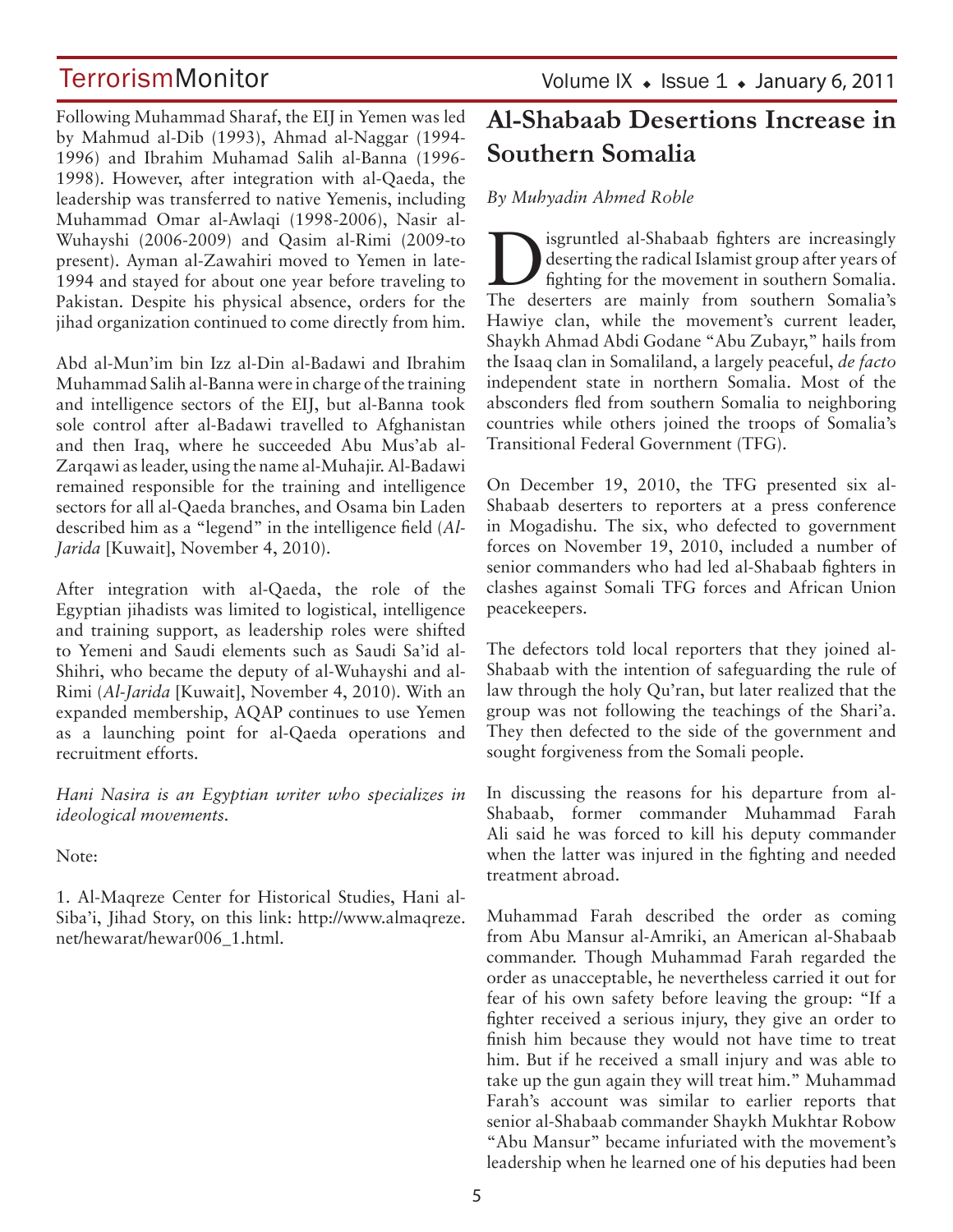Following Muhammad Sharaf, the EIJ in Yemen was led by Mahmud al-Dib (1993), Ahmad al-Naggar (1994-1996) and Ibrahim Muhamad Salih al-Banna (1996-1998). However, after integration with al-Qaeda, the leadership was transferred to native Yemenis, including Muhammad Omar al-Awlaqi (1998-2006), Nasir al-Wuhayshi (2006-2009) and Qasim al-Rimi (2009-to present). Ayman al-Zawahiri moved to Yemen in late-1994 and stayed for about one year before traveling to Pakistan. Despite his physical absence, orders for the jihad organization continued to come directly from him.

Abd al-Mun'im bin Izz al-Din al-Badawi and Ibrahim Muhammad Salih al-Banna were in charge of the training and intelligence sectors of the EIJ, but al-Banna took sole control after al-Badawi travelled to Afghanistan and then Iraq, where he succeeded Abu Mus'ab al-Zarqawi as leader, using the name al-Muhajir. Al-Badawi remained responsible for the training and intelligence sectors for all al-Qaeda branches, and Osama bin Laden described him as a "legend" in the intelligence field (*Al-Jarida* [Kuwait], November 4, 2010).

After integration with al-Qaeda, the role of the Egyptian jihadists was limited to logistical, intelligence and training support, as leadership roles were shifted to Yemeni and Saudi elements such as Saudi Sa'id al-Shihri, who became the deputy of al-Wuhayshi and al-Rimi (*Al-Jarida* [Kuwait], November 4, 2010). With an expanded membership, AQAP continues to use Yemen as a launching point for al-Qaeda operations and recruitment efforts.

*Hani Nasira is an Egyptian writer who specializes in ideological movements.*

Note:

1. Al-Maqreze Center for Historical Studies, Hani al-Siba'i, Jihad Story, on this link: http://www.almaqreze.net/hewarat/hewar006_1.html.

# Al-Shabaab Desertions Increase in Southern Somalia

*By Muhyadin Ahmed Roble*

Disgruntled al-Shabaab fighters are increasingly deserting the radical Islamist group after years of fighting for the movement in southern Somalia. The deserters are mainly from southern Somalia's Hawiye clan, while the movement's current leader, Shaykh Ahmad Abdi Godane "Abu Zubayr," hails from the Isaaq clan in Somaliland, a largely peaceful, *de facto* independent state in northern Somalia. Most of the absconders fled from southern Somalia to neighboring countries while others joined the troops of Somalia's Transitional Federal Government (TFG).

On December 19, 2010, the TFG presented six al-Shabaab deserters to reporters at a press conference in Mogadishu. The six, who defected to government forces on November 19, 2010, included a number of senior commanders who had led al-Shabaab fighters in clashes against Somali TFG forces and African Union peacekeepers.

The defectors told local reporters that they joined al-Shabaab with the intention of safeguarding the rule of law through the holy Qu'ran, but later realized that the group was not following the teachings of the Shari'a. They then defected to the side of the government and sought forgiveness from the Somali people.

In discussing the reasons for his departure from al-Shabaab, former commander Muhammad Farah Ali said he was forced to kill his deputy commander when the latter was injured in the fighting and needed treatment abroad.

Muhammad Farah described the order as coming from Abu Mansur al-Amriki, an American al-Shabaab commander. Though Muhammad Farah regarded the order as unacceptable, he nevertheless carried it out for fear of his own safety before leaving the group: "If a fighter received a serious injury, they give an order to finish him because they would not have time to treat him. But if he received a small injury and was able to take up the gun again they will treat him." Muhammad Farah's account was similar to earlier reports that senior al-Shabaab commander Shaykh Mukhtar Robow "Abu Mansur" became infuriated with the movement's leadership when he learned one of his deputies had been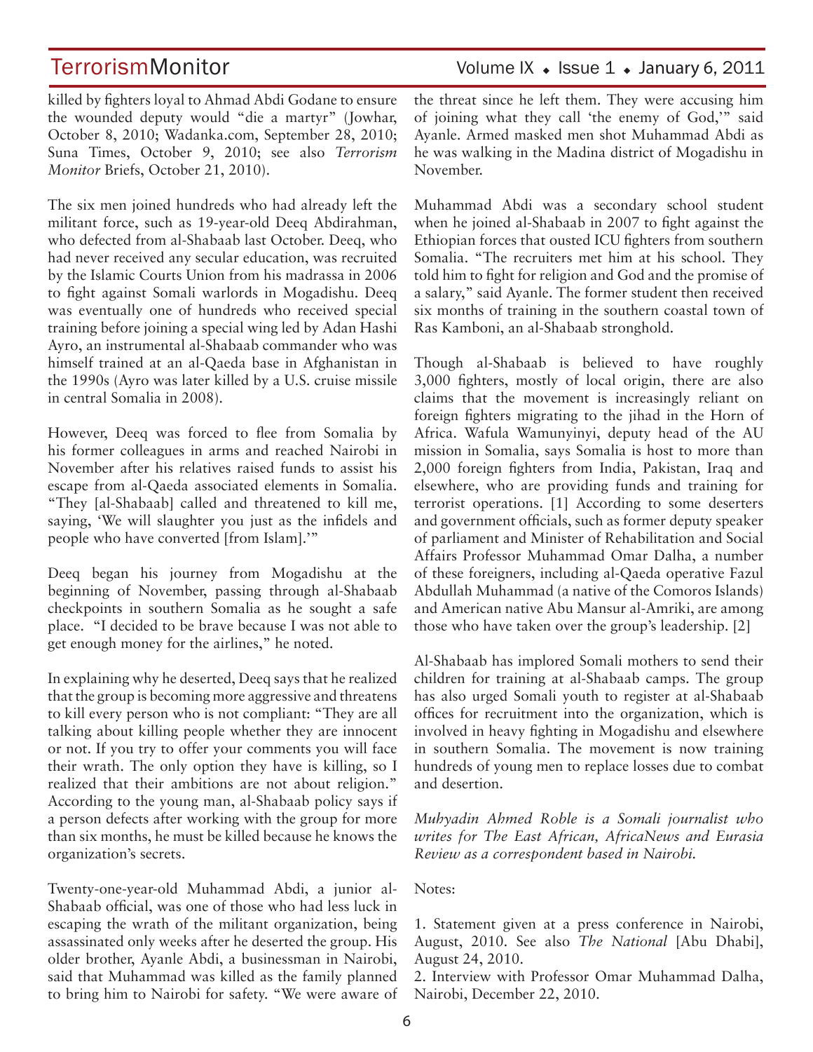killed by fighters loyal to Ahmad Abdi Godane to ensure the wounded deputy would "die a martyr" (Jowhar, October 8, 2010; Wadanka.com, September 28, 2010; Suna Times, October 9, 2010; see also *Terrorism Monitor* Briefs, October 21, 2010).

The six men joined hundreds who had already left the militant force, such as 19-year-old Deeq Abdirahman, who defected from al-Shabaab last October. Deeq, who had never received any secular education, was recruited by the Islamic Courts Union from his madrassa in 2006 to fight against Somali warlords in Mogadishu. Deeq was eventually one of hundreds who received special training before joining a special wing led by Adan Hashi Ayro, an instrumental al-Shabaab commander who was himself trained at an al-Qaeda base in Afghanistan in the 1990s (Ayro was later killed by a U.S. cruise missile in central Somalia in 2008).

However, Deeq was forced to flee from Somalia by his former colleagues in arms and reached Nairobi in November after his relatives raised funds to assist his escape from al-Qaeda associated elements in Somalia. "They [al-Shabaab] called and threatened to kill me, saying, 'We will slaughter you just as the infidels and people who have converted [from Islam].'"

Deeq began his journey from Mogadishu at the beginning of November, passing through al-Shabaab checkpoints in southern Somalia as he sought a safe place. "I decided to be brave because I was not able to get enough money for the airlines," he noted.

In explaining why he deserted, Deeq says that he realized that the group is becoming more aggressive and threatens to kill every person who is not compliant: "They are all talking about killing people whether they are innocent or not. If you try to offer your comments you will face their wrath. The only option they have is killing, so I realized that their ambitions are not about religion." According to the young man, al-Shabaab policy says if a person defects after working with the group for more than six months, he must be killed because he knows the organization's secrets.

Twenty-one-year-old Muhammad Abdi, a junior al-Shabaab official, was one of those who had less luck in escaping the wrath of the militant organization, being assassinated only weeks after he deserted the group. His older brother, Ayanle Abdi, a businessman in Nairobi, said that Muhammad was killed as the family planned to bring him to Nairobi for safety. "We were aware of the threat since he left them. They were accusing him of joining what they call 'the enemy of God,'" said Ayanle. Armed masked men shot Muhammad Abdi as he was walking in the Madina district of Mogadishu in November.

Muhammad Abdi was a secondary school student when he joined al-Shabaab in 2007 to fight against the Ethiopian forces that ousted ICU fighters from southern Somalia. "The recruiters met him at his school. They told him to fight for religion and God and the promise of a salary," said Ayanle. The former student then received six months of training in the southern coastal town of Ras Kamboni, an al-Shabaab stronghold.

Though al-Shabaab is believed to have roughly 3,000 fighters, mostly of local origin, there are also claims that the movement is increasingly reliant on foreign fighters migrating to the jihad in the Horn of Africa. Wafula Wamunyinyi, deputy head of the AU mission in Somalia, says Somalia is host to more than 2,000 foreign fighters from India, Pakistan, Iraq and elsewhere, who are providing funds and training for terrorist operations. [1] According to some deserters and government officials, such as former deputy speaker of parliament and Minister of Rehabilitation and Social Affairs Professor Muhammad Omar Dalha, a number of these foreigners, including al-Qaeda operative Fazul Abdullah Muhammad (a native of the Comoros Islands) and American native Abu Mansur al-Amriki, are among those who have taken over the group's leadership. [2]

Al-Shabaab has implored Somali mothers to send their children for training at al-Shabaab camps. The group has also urged Somali youth to register at al-Shabaab offices for recruitment into the organization, which is involved in heavy fighting in Mogadishu and elsewhere in southern Somalia. The movement is now training hundreds of young men to replace losses due to combat and desertion.

*Muhyadin Ahmed Roble is a Somali journalist who writes for The East African, AfricaNews and Eurasia Review as a correspondent based in Nairobi.*

Notes:

1. Statement given at a press conference in Nairobi, August, 2010. See also *The National* [Abu Dhabi], August 24, 2010.
2. Interview with Professor Omar Muhammad Dalha, Nairobi, December 22, 2010.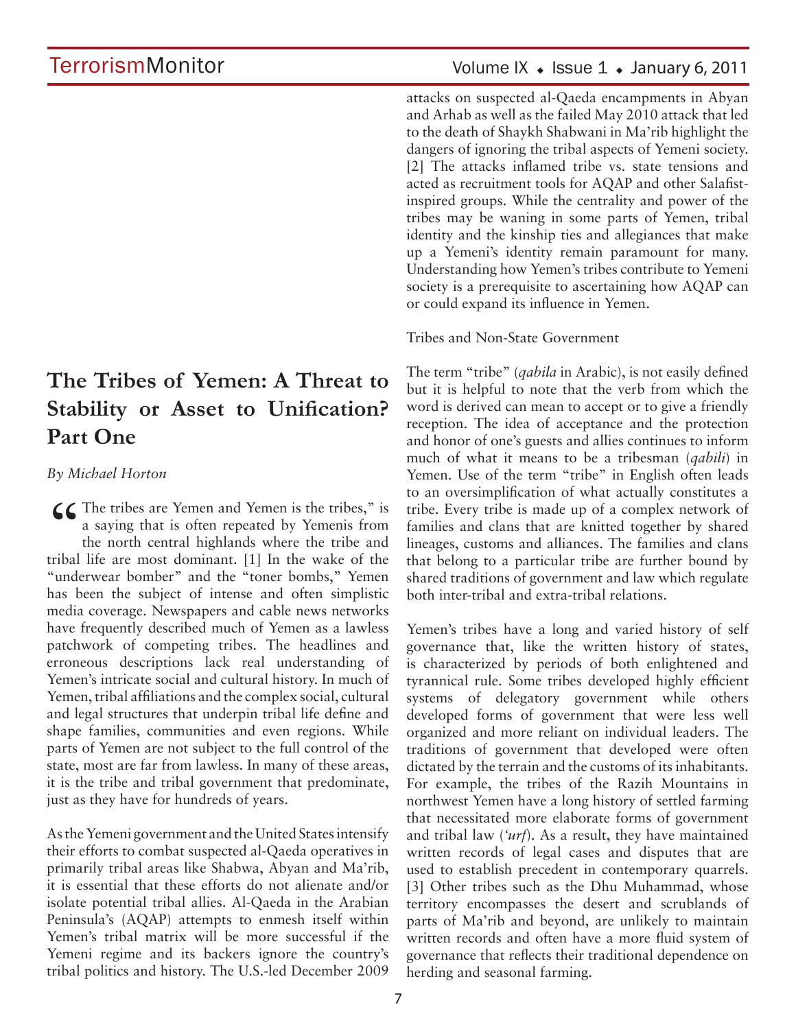# The Tribes of Yemen: A Threat to Stability or Asset to Unification? Part One

*By Michael Horton*

"The tribes are Yemen and Yemen is the tribes," is a saying that is often repeated by Yemenis from the north central highlands where the tribe and tribal life are most dominant. [1] In the wake of the "underwear bomber" and the "toner bombs," Yemen has been the subject of intense and often simplistic media coverage. Newspapers and cable news networks have frequently described much of Yemen as a lawless patchwork of competing tribes. The headlines and erroneous descriptions lack real understanding of Yemen's intricate social and cultural history. In much of Yemen, tribal affiliations and the complex social, cultural and legal structures that underpin tribal life define and shape families, communities and even regions. While parts of Yemen are not subject to the full control of the state, most are far from lawless. In many of these areas, it is the tribe and tribal government that predominate, just as they have for hundreds of years.

As the Yemeni government and the United States intensify their efforts to combat suspected al-Qaeda operatives in primarily tribal areas like Shabwa, Abyan and Ma'rib, it is essential that these efforts do not alienate and/or isolate potential tribal allies. Al-Qaeda in the Arabian Peninsula's (AQAP) attempts to enmesh itself within Yemen's tribal matrix will be more successful if the Yemeni regime and its backers ignore the country's tribal politics and history. The U.S.-led December 2009 attacks on suspected al-Qaeda encampments in Abyan and Arhab as well as the failed May 2010 attack that led to the death of Shaykh Shabwani in Ma'rib highlight the dangers of ignoring the tribal aspects of Yemeni society. [2] The attacks inflamed tribe vs. state tensions and acted as recruitment tools for AQAP and other Salafist-inspired groups. While the centrality and power of the tribes may be waning in some parts of Yemen, tribal identity and the kinship ties and allegiances that make up a Yemeni's identity remain paramount for many. Understanding how Yemen's tribes contribute to Yemeni society is a prerequisite to ascertaining how AQAP can or could expand its influence in Yemen.

Tribes and Non-State Government

The term "tribe" (*qabila* in Arabic), is not easily defined but it is helpful to note that the verb from which the word is derived can mean to accept or to give a friendly reception. The idea of acceptance and the protection and honor of one's guests and allies continues to inform much of what it means to be a tribesman (*qabili*) in Yemen. Use of the term "tribe" in English often leads to an oversimplification of what actually constitutes a tribe. Every tribe is made up of a complex network of families and clans that are knitted together by shared lineages, customs and alliances. The families and clans that belong to a particular tribe are further bound by shared traditions of government and law which regulate both inter-tribal and extra-tribal relations.

Yemen's tribes have a long and varied history of self governance that, like the written history of states, is characterized by periods of both enlightened and tyrannical rule. Some tribes developed highly efficient systems of delegatory government while others developed forms of government that were less well organized and more reliant on individual leaders. The traditions of government that developed were often dictated by the terrain and the customs of its inhabitants. For example, the tribes of the Razih Mountains in northwest Yemen have a long history of settled farming that necessitated more elaborate forms of government and tribal law (*'urf*). As a result, they have maintained written records of legal cases and disputes that are used to establish precedent in contemporary quarrels. [3] Other tribes such as the Dhu Muhammad, whose territory encompasses the desert and scrublands of parts of Ma'rib and beyond, are unlikely to maintain written records and often have a more fluid system of governance that reflects their traditional dependence on herding and seasonal farming.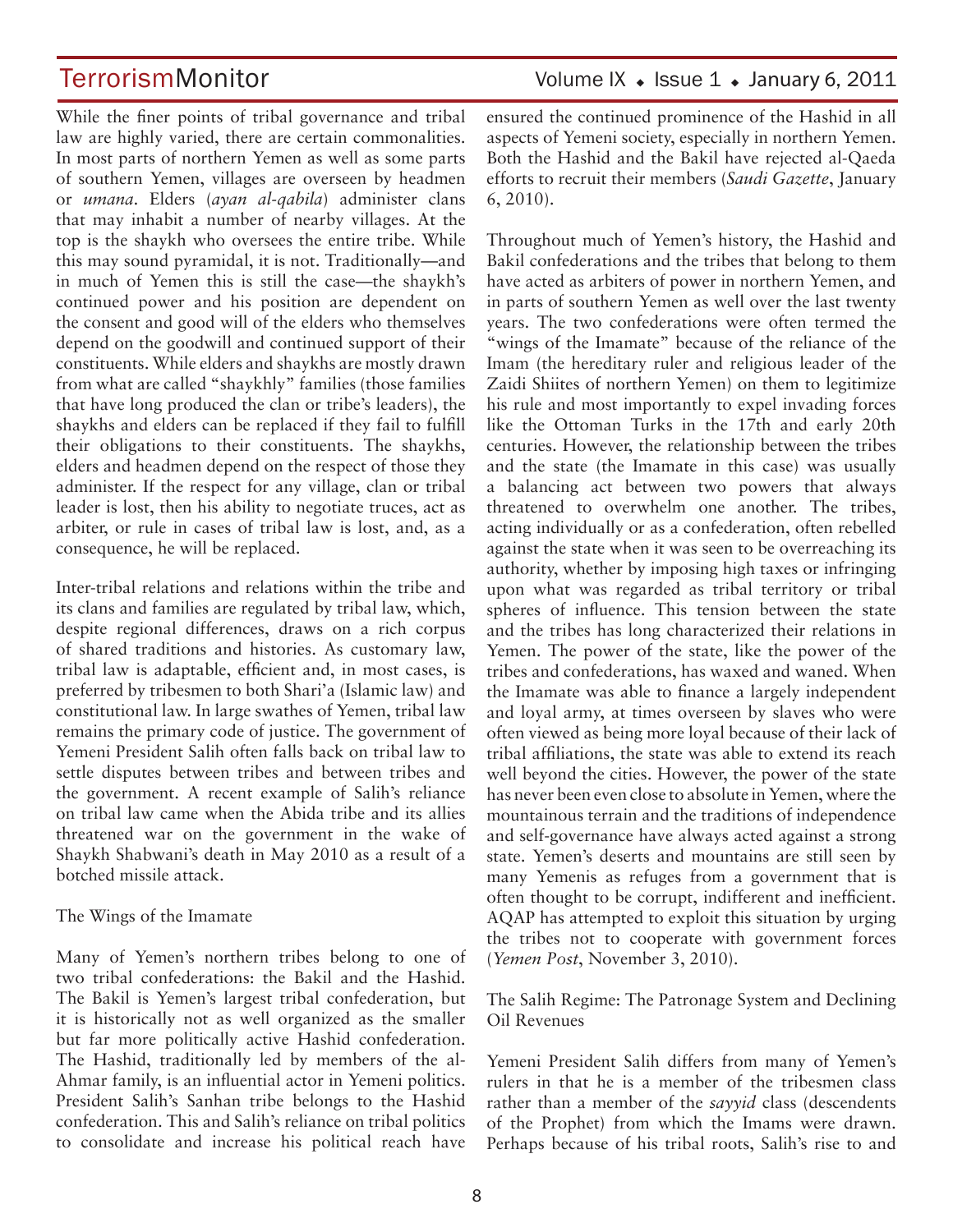While the finer points of tribal governance and tribal law are highly varied, there are certain commonalities. In most parts of northern Yemen as well as some parts of southern Yemen, villages are overseen by headmen or *umana*. Elders (*ayan al-qabila*) administer clans that may inhabit a number of nearby villages. At the top is the shaykh who oversees the entire tribe. While this may sound pyramidal, it is not. Traditionally—and in much of Yemen this is still the case—the shaykh's continued power and his position are dependent on the consent and good will of the elders who themselves depend on the goodwill and continued support of their constituents. While elders and shaykhs are mostly drawn from what are called "shaykhly" families (those families that have long produced the clan or tribe's leaders), the shaykhs and elders can be replaced if they fail to fulfill their obligations to their constituents. The shaykhs, elders and headmen depend on the respect of those they administer. If the respect for any village, clan or tribal leader is lost, then his ability to negotiate truces, act as arbiter, or rule in cases of tribal law is lost, and, as a consequence, he will be replaced.

Inter-tribal relations and relations within the tribe and its clans and families are regulated by tribal law, which, despite regional differences, draws on a rich corpus of shared traditions and histories. As customary law, tribal law is adaptable, efficient and, in most cases, is preferred by tribesmen to both Shari'a (Islamic law) and constitutional law. In large swathes of Yemen, tribal law remains the primary code of justice. The government of Yemeni President Salih often falls back on tribal law to settle disputes between tribes and between tribes and the government. A recent example of Salih's reliance on tribal law came when the Abida tribe and its allies threatened war on the government in the wake of Shaykh Shabwani's death in May 2010 as a result of a botched missile attack.

## The Wings of the Imamate

Many of Yemen's northern tribes belong to one of two tribal confederations: the Bakil and the Hashid. The Bakil is Yemen's largest tribal confederation, but it is historically not as well organized as the smaller but far more politically active Hashid confederation. The Hashid, traditionally led by members of the al-Ahmar family, is an influential actor in Yemeni politics. President Salih's Sanhan tribe belongs to the Hashid confederation. This and Salih's reliance on tribal politics to consolidate and increase his political reach have ensured the continued prominence of the Hashid in all aspects of Yemeni society, especially in northern Yemen. Both the Hashid and the Bakil have rejected al-Qaeda efforts to recruit their members (*Saudi Gazette*, January 6, 2010).

Throughout much of Yemen's history, the Hashid and Bakil confederations and the tribes that belong to them have acted as arbiters of power in northern Yemen, and in parts of southern Yemen as well over the last twenty years. The two confederations were often termed the "wings of the Imamate" because of the reliance of the Imam (the hereditary ruler and religious leader of the Zaidi Shiites of northern Yemen) on them to legitimize his rule and most importantly to expel invading forces like the Ottoman Turks in the 17th and early 20th centuries. However, the relationship between the tribes and the state (the Imamate in this case) was usually a balancing act between two powers that always threatened to overwhelm one another. The tribes, acting individually or as a confederation, often rebelled against the state when it was seen to be overreaching its authority, whether by imposing high taxes or infringing upon what was regarded as tribal territory or tribal spheres of influence. This tension between the state and the tribes has long characterized their relations in Yemen. The power of the state, like the power of the tribes and confederations, has waxed and waned. When the Imamate was able to finance a largely independent and loyal army, at times overseen by slaves who were often viewed as being more loyal because of their lack of tribal affiliations, the state was able to extend its reach well beyond the cities. However, the power of the state has never been even close to absolute in Yemen, where the mountainous terrain and the traditions of independence and self-governance have always acted against a strong state. Yemen's deserts and mountains are still seen by many Yemenis as refuges from a government that is often thought to be corrupt, indifferent and inefficient. AQAP has attempted to exploit this situation by urging the tribes not to cooperate with government forces (*Yemen Post*, November 3, 2010).

## The Salih Regime: The Patronage System and Declining Oil Revenues

Yemeni President Salih differs from many of Yemen's rulers in that he is a member of the tribesmen class rather than a member of the *sayyid* class (descendents of the Prophet) from which the Imams were drawn. Perhaps because of his tribal roots, Salih's rise to and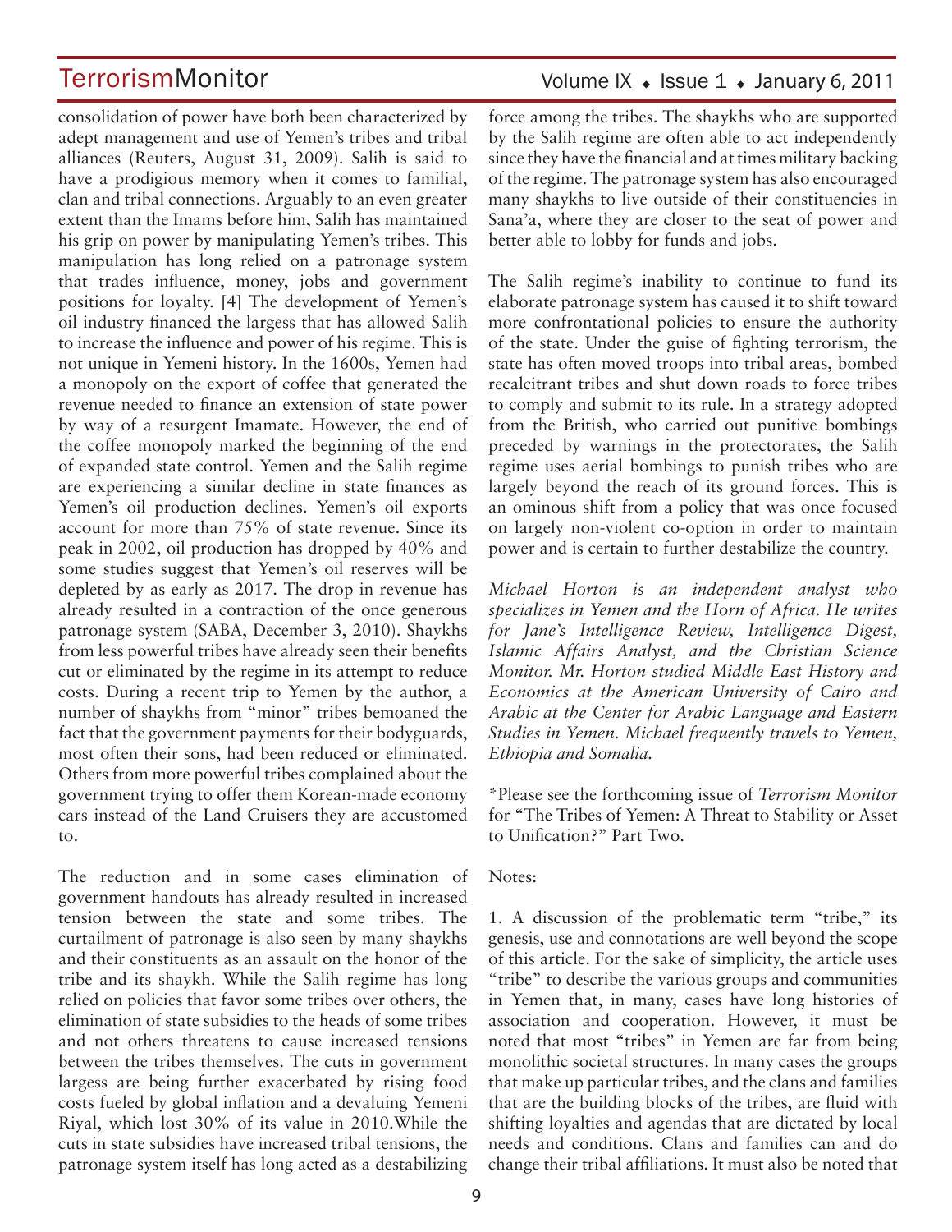consolidation of power have both been characterized by adept management and use of Yemen's tribes and tribal alliances (Reuters, August 31, 2009). Salih is said to have a prodigious memory when it comes to familial, clan and tribal connections. Arguably to an even greater extent than the Imams before him, Salih has maintained his grip on power by manipulating Yemen's tribes. This manipulation has long relied on a patronage system that trades influence, money, jobs and government positions for loyalty. [4] The development of Yemen's oil industry financed the largess that has allowed Salih to increase the influence and power of his regime. This is not unique in Yemeni history. In the 1600s, Yemen had a monopoly on the export of coffee that generated the revenue needed to finance an extension of state power by way of a resurgent Imamate. However, the end of the coffee monopoly marked the beginning of the end of expanded state control. Yemen and the Salih regime are experiencing a similar decline in state finances as Yemen's oil production declines. Yemen's oil exports account for more than 75% of state revenue. Since its peak in 2002, oil production has dropped by 40% and some studies suggest that Yemen's oil reserves will be depleted by as early as 2017. The drop in revenue has already resulted in a contraction of the once generous patronage system (SABA, December 3, 2010). Shaykhs from less powerful tribes have already seen their benefits cut or eliminated by the regime in its attempt to reduce costs. During a recent trip to Yemen by the author, a number of shaykhs from "minor" tribes bemoaned the fact that the government payments for their bodyguards, most often their sons, had been reduced or eliminated. Others from more powerful tribes complained about the government trying to offer them Korean-made economy cars instead of the Land Cruisers they are accustomed to.

The reduction and in some cases elimination of government handouts has already resulted in increased tension between the state and some tribes. The curtailment of patronage is also seen by many shaykhs and their constituents as an assault on the honor of the tribe and its shaykh. While the Salih regime has long relied on policies that favor some tribes over others, the elimination of state subsidies to the heads of some tribes and not others threatens to cause increased tensions between the tribes themselves. The cuts in government largess are being further exacerbated by rising food costs fueled by global inflation and a devaluing Yemeni Riyal, which lost 30% of its value in 2010.While the cuts in state subsidies have increased tribal tensions, the patronage system itself has long acted as a destabilizing force among the tribes. The shaykhs who are supported by the Salih regime are often able to act independently since they have the financial and at times military backing of the regime. The patronage system has also encouraged many shaykhs to live outside of their constituencies in Sana'a, where they are closer to the seat of power and better able to lobby for funds and jobs.

The Salih regime's inability to continue to fund its elaborate patronage system has caused it to shift toward more confrontational policies to ensure the authority of the state. Under the guise of fighting terrorism, the state has often moved troops into tribal areas, bombed recalcitrant tribes and shut down roads to force tribes to comply and submit to its rule. In a strategy adopted from the British, who carried out punitive bombings preceded by warnings in the protectorates, the Salih regime uses aerial bombings to punish tribes who are largely beyond the reach of its ground forces. This is an ominous shift from a policy that was once focused on largely non-violent co-option in order to maintain power and is certain to further destabilize the country.

*Michael Horton is an independent analyst who specializes in Yemen and the Horn of Africa. He writes for Jane's Intelligence Review, Intelligence Digest, Islamic Affairs Analyst, and the Christian Science Monitor. Mr. Horton studied Middle East History and Economics at the American University of Cairo and Arabic at the Center for Arabic Language and Eastern Studies in Yemen. Michael frequently travels to Yemen, Ethiopia and Somalia.*

*Please see the forthcoming issue of *Terrorism Monitor* for "The Tribes of Yemen: A Threat to Stability or Asset to Unification?" Part Two.

Notes:

1. A discussion of the problematic term "tribe," its genesis, use and connotations are well beyond the scope of this article. For the sake of simplicity, the article uses "tribe" to describe the various groups and communities in Yemen that, in many, cases have long histories of association and cooperation. However, it must be noted that most "tribes" in Yemen are far from being monolithic societal structures. In many cases the groups that make up particular tribes, and the clans and families that are the building blocks of the tribes, are fluid with shifting loyalties and agendas that are dictated by local needs and conditions. Clans and families can and do change their tribal affiliations. It must also be noted that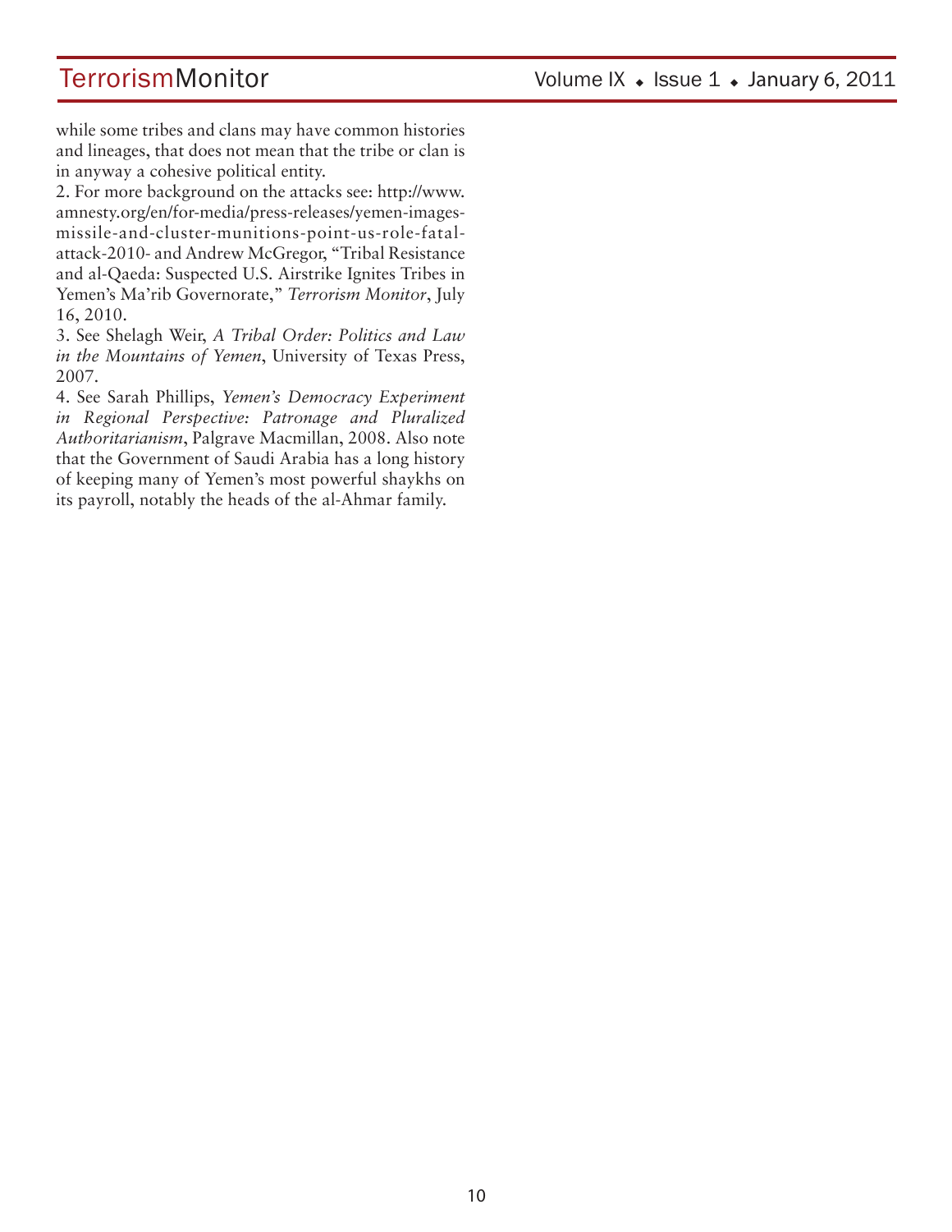while some tribes and clans may have common histories and lineages, that does not mean that the tribe or clan is in anyway a cohesive political entity.

2. For more background on the attacks see: http://www.amnesty.org/en/for-media/press-releases/yemen-images-missile-and-cluster-munitions-point-us-role-fatal-attack-2010- and Andrew McGregor, "Tribal Resistance and al-Qaeda: Suspected U.S. Airstrike Ignites Tribes in Yemen's Ma'rib Governorate," *Terrorism Monitor*, July 16, 2010.

3. See Shelagh Weir, *A Tribal Order: Politics and Law in the Mountains of Yemen*, University of Texas Press, 2007.

4. See Sarah Phillips, *Yemen's Democracy Experiment in Regional Perspective: Patronage and Pluralized Authoritarianism*, Palgrave Macmillan, 2008. Also note that the Government of Saudi Arabia has a long history of keeping many of Yemen's most powerful shaykhs on its payroll, notably the heads of the al-Ahmar family.